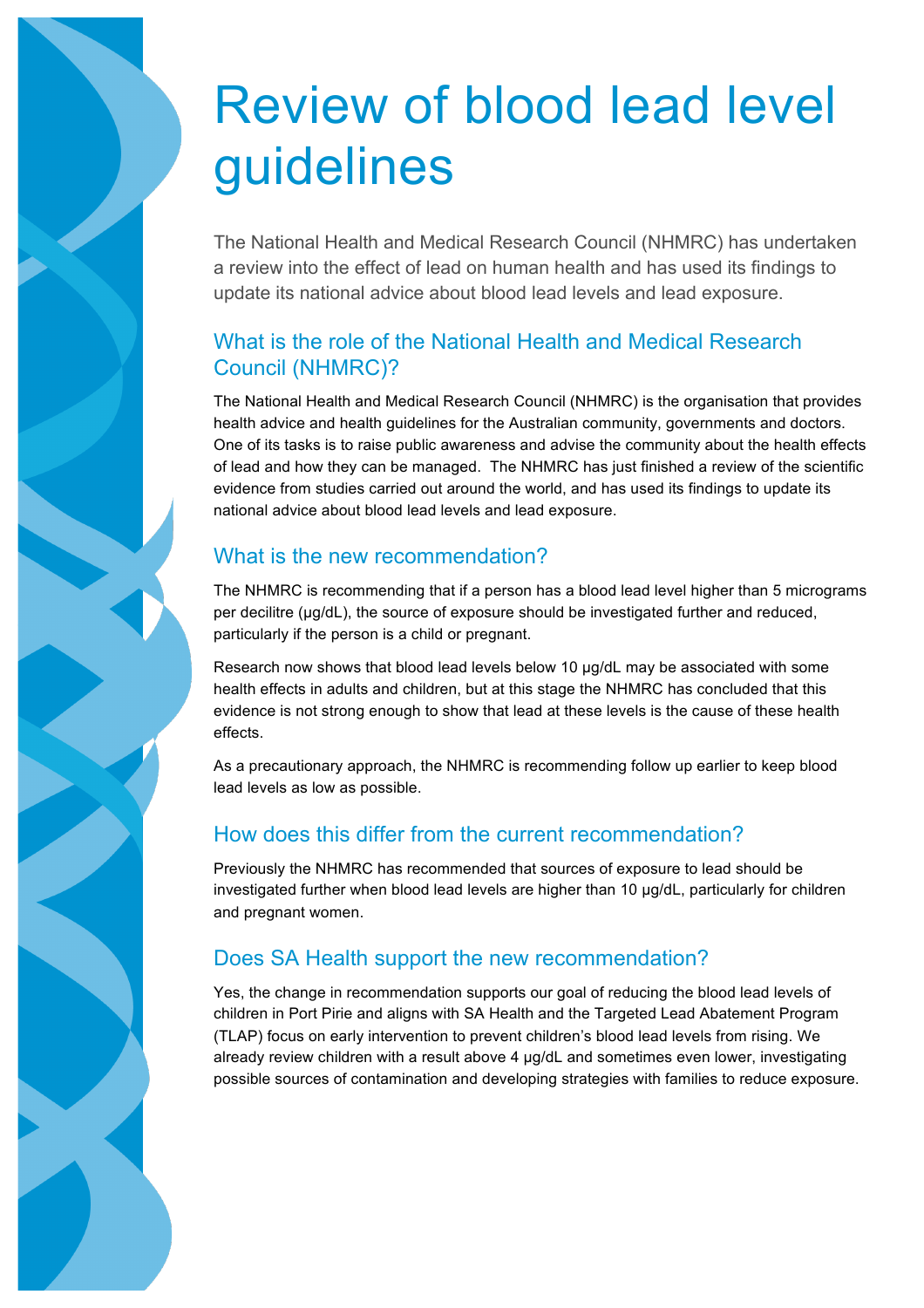# Review of blood lead level guidelines

The National Health and Medical Research Council (NHMRC) has undertaken a review into the effect of lead on human health and has used its findings to update its national advice about blood lead levels and lead exposure.

## What is the role of the National Health and Medical Research Council (NHMRC)?

The National Health and Medical Research Council (NHMRC) is the organisation that provides health advice and health guidelines for the Australian community, governments and doctors. One of its tasks is to raise public awareness and advise the community about the health effects of lead and how they can be managed. The NHMRC has just finished a review of the scientific evidence from studies carried out around the world, and has used its findings to update its national advice about blood lead levels and lead exposure.

## What is the new recommendation?

The NHMRC is recommending that if a person has a blood lead level higher than 5 micrograms per decilitre (µg/dL), the source of exposure should be investigated further and reduced, particularly if the person is a child or pregnant.

Research now shows that blood lead levels below 10 µg/dL may be associated with some health effects in adults and children, but at this stage the NHMRC has concluded that this evidence is not strong enough to show that lead at these levels is the cause of these health effects.

As a precautionary approach, the NHMRC is recommending follow up earlier to keep blood lead levels as low as possible.

## How does this differ from the current recommendation?

Previously the NHMRC has recommended that sources of exposure to lead should be investigated further when blood lead levels are higher than 10 µg/dL, particularly for children and pregnant women.

## Does SA Health support the new recommendation?

Yes, the change in recommendation supports our goal of reducing the blood lead levels of children in Port Pirie and aligns with SA Health and the Targeted Lead Abatement Program (TLAP) focus on early intervention to prevent children's blood lead levels from rising. We already review children with a result above 4 µg/dL and sometimes even lower, investigating possible sources of contamination and developing strategies with families to reduce exposure.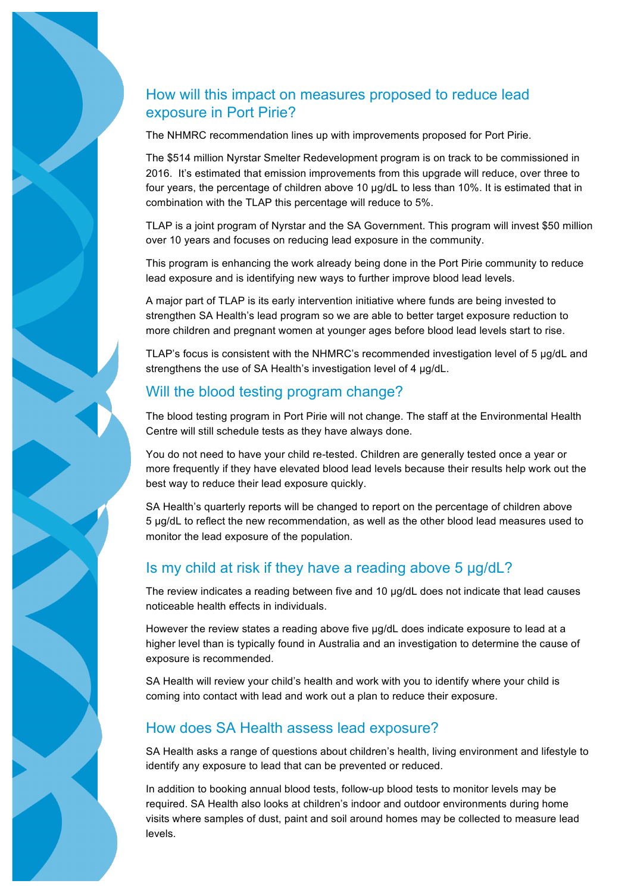## How will this impact on measures proposed to reduce lead exposure in Port Pirie?

The NHMRC recommendation lines up with improvements proposed for Port Pirie.

The $514 million Nyrstar Smelter Redevelopment program is on track to be commissioned in 2016. It's estimated that emission improvements from this upgrade will reduce, over three to four years, the percentage of children above 10 µg/dL to less than 10%. It is estimated that in combination with the TLAP this percentage will reduce to 5%.

TLAP is a joint program of Nyrstar and the SA Government. This program will invest $50 million over 10 years and focuses on reducing lead exposure in the community.

This program is enhancing the work already being done in the Port Pirie community to reduce lead exposure and is identifying new ways to further improve blood lead levels.

A major part of TLAP is its early intervention initiative where funds are being invested to strengthen SA Health's lead program so we are able to better target exposure reduction to more children and pregnant women at younger ages before blood lead levels start to rise.

TLAP's focus is consistent with the NHMRC's recommended investigation level of 5 µg/dL and strengthens the use of SA Health's investigation level of 4 µg/dL.

## Will the blood testing program change?

The blood testing program in Port Pirie will not change. The staff at the Environmental Health Centre will still schedule tests as they have always done.

You do not need to have your child re-tested. Children are generally tested once a year or more frequently if they have elevated blood lead levels because their results help work out the best way to reduce their lead exposure quickly.

SA Health's quarterly reports will be changed to report on the percentage of children above 5 µg/dL to reflect the new recommendation, as well as the other blood lead measures used to monitor the lead exposure of the population.

## Is my child at risk if they have a reading above 5 µg/dL?

The review indicates a reading between five and 10 µg/dL does not indicate that lead causes noticeable health effects in individuals.

However the review states a reading above five µg/dL does indicate exposure to lead at a higher level than is typically found in Australia and an investigation to determine the cause of exposure is recommended.

SA Health will review your child's health and work with you to identify where your child is coming into contact with lead and work out a plan to reduce their exposure.

## How does SA Health assess lead exposure?

SA Health asks a range of questions about children's health, living environment and lifestyle to identify any exposure to lead that can be prevented or reduced.

In addition to booking annual blood tests, follow-up blood tests to monitor levels may be required. SA Health also looks at children's indoor and outdoor environments during home visits where samples of dust, paint and soil around homes may be collected to measure lead levels.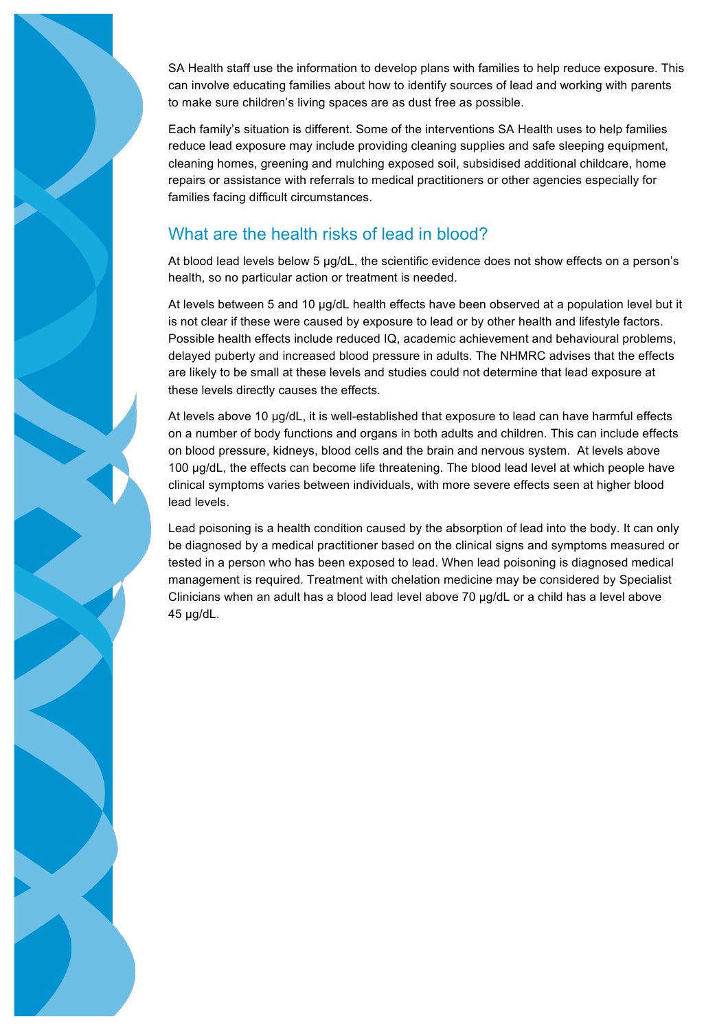SA Health staff use the information to develop plans with families to help reduce exposure. This can involve educating families about how to identify sources of lead and working with parents to make sure children's living spaces are as dust free as possible.

Each family's situation is different. Some of the interventions SA Health uses to help families reduce lead exposure may include providing cleaning supplies and safe sleeping equipment, cleaning homes, greening and mulching exposed soil, subsidised additional childcare, home repairs or assistance with referrals to medical practitioners or other agencies especially for families facing difficult circumstances.

## What are the health risks of lead in blood?

At blood lead levels below 5 µg/dL, the scientific evidence does not show effects on a person's health, so no particular action or treatment is needed.

At levels between 5 and 10 µg/dL health effects have been observed at a population level but it is not clear if these were caused by exposure to lead or by other health and lifestyle factors. Possible health effects include reduced IQ, academic achievement and behavioural problems, delayed puberty and increased blood pressure in adults. The NHMRC advises that the effects are likely to be small at these levels and studies could not determine that lead exposure at these levels directly causes the effects.

At levels above 10 µg/dL, it is well-established that exposure to lead can have harmful effects on a number of body functions and organs in both adults and children. This can include effects on blood pressure, kidneys, blood cells and the brain and nervous system. At levels above 100 µg/dL, the effects can become life threatening. The blood lead level at which people have clinical symptoms varies between individuals, with more severe effects seen at higher blood lead levels.

Lead poisoning is a health condition caused by the absorption of lead into the body. It can only be diagnosed by a medical practitioner based on the clinical signs and symptoms measured or tested in a person who has been exposed to lead. When lead poisoning is diagnosed medical management is required. Treatment with chelation medicine may be considered by Specialist Clinicians when an adult has a blood lead level above 70 µg/dL or a child has a level above 45 µg/dL.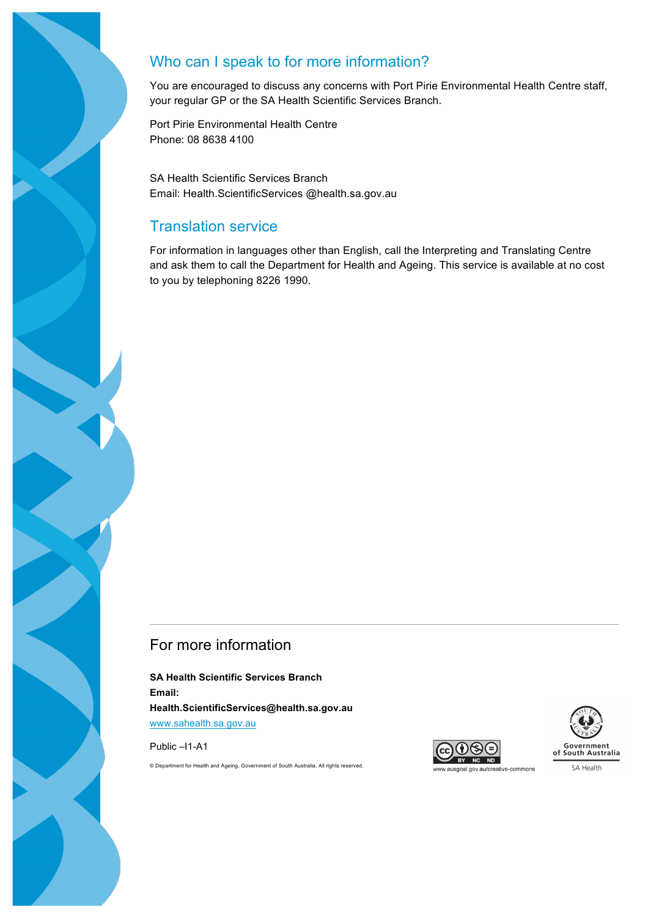## Who can I speak to for more information?

You are encouraged to discuss any concerns with Port Pirie Environmental Health Centre staff, your regular GP or the SA Health Scientific Services Branch.

Port Pirie Environmental Health Centre
Phone: 08 8638 4100

SA Health Scientific Services Branch
Email: Health.ScientificServices @health.sa.gov.au

## Translation service

For information in languages other than English, call the Interpreting and Translating Centre and ask them to call the Department for Health and Ageing. This service is available at no cost to you by telephoning 8226 1990.

## For more information

**SA Health Scientific Services Branch**
**Email:**
**Health.ScientificServices@health.sa.gov.au**
www.sahealth.sa.gov.au

Public –I1-A1

© Department for Health and Ageing, Government of South Australia. All rights reserved.

www.ausgoal.gov.au/creative-commons

Government of South Australia
SA Health